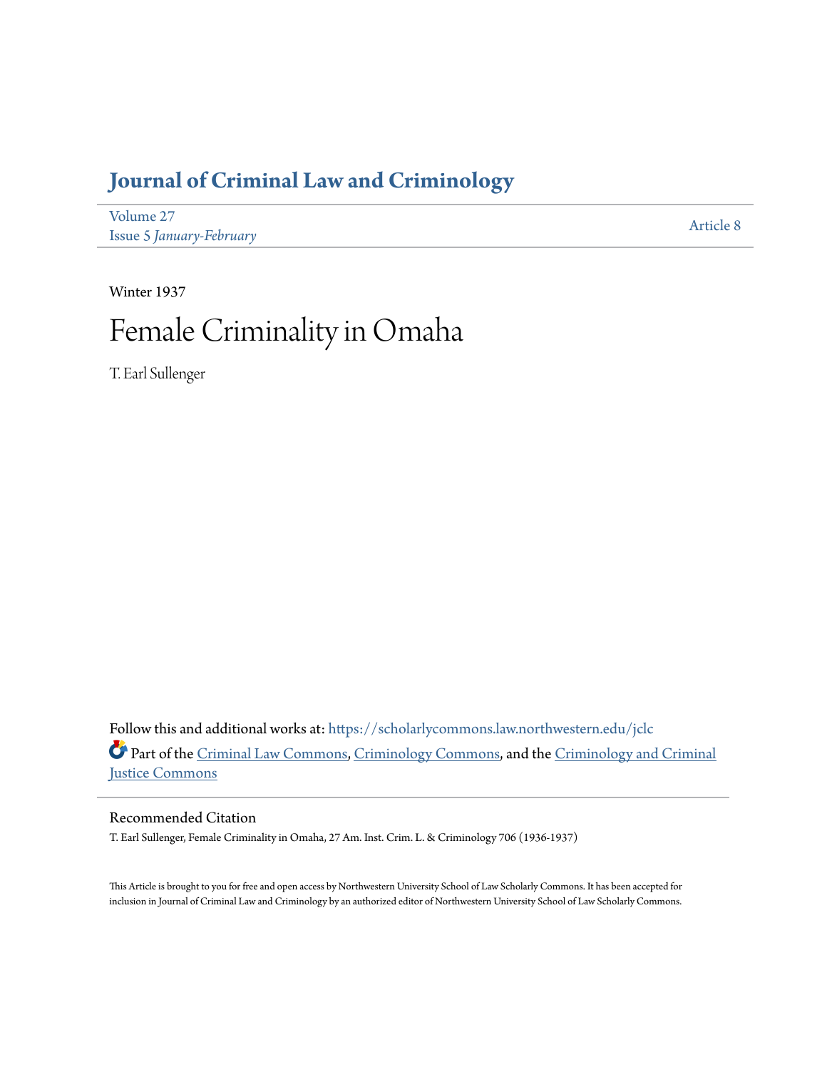# Journal of Criminal Law and Criminology

Volume 27
Issue 5 *January-February*

Article 8

Winter 1937

# Female Criminality in Omaha

T. Earl Sullenger

Follow this and additional works at: https://scholarlycommons.law.northwestern.edu/jclc

Part of the Criminal Law Commons, Criminology Commons, and the Criminology and Criminal Justice Commons

## Recommended Citation

T. Earl Sullenger, Female Criminality in Omaha, 27 Am. Inst. Crim. L. & Criminology 706 (1936-1937)

This Article is brought to you for free and open access by Northwestern University School of Law Scholarly Commons. It has been accepted for inclusion in Journal of Criminal Law and Criminology by an authorized editor of Northwestern University School of Law Scholarly Commons.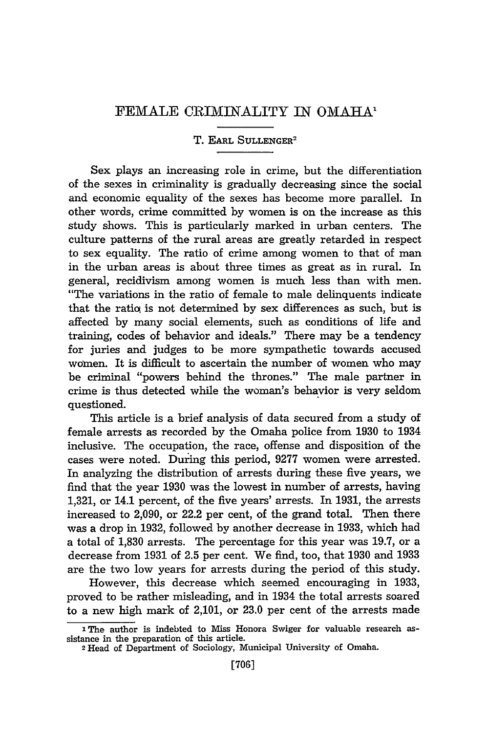# FEMALE CRIMINALITY IN OMAHA[1]

T. EARL SULLENGER[2]

Sex plays an increasing role in crime, but the differentiation of the sexes in criminality is gradually decreasing since the social and economic equality of the sexes has become more parallel. In other words, crime committed by women is on the increase as this study shows. This is particularly marked in urban centers. The culture patterns of the rural areas are greatly retarded in respect to sex equality. The ratio of crime among women to that of man in the urban areas is about three times as great as in rural. In general, recidivism among women is much less than with men. "The variations in the ratio of female to male delinquents indicate that the ratio is not determined by sex differences as such, but is affected by many social elements, such as conditions of life and training, codes of behavior and ideals." There may be a tendency for juries and judges to be more sympathetic towards accused women. It is difficult to ascertain the number of women who may be criminal "powers behind the thrones." The male partner in crime is thus detected while the woman's behavior is very seldom questioned.

This article is a brief analysis of data secured from a study of female arrests as recorded by the Omaha police from 1930 to 1934 inclusive. The occupation, the race, offense and disposition of the cases were noted. During this period, 9277 women were arrested. In analyzing the distribution of arrests during these five years, we find that the year 1930 was the lowest in number of arrests, having 1,321, or 14.1 percent, of the five years' arrests. In 1931, the arrests increased to 2,090, or 22.2 per cent, of the grand total. Then there was a drop in 1932, followed by another decrease in 1933, which had a total of 1,830 arrests. The percentage for this year was 19.7, or a decrease from 1931 of 2.5 per cent. We find, too, that 1930 and 1933 are the two low years for arrests during the period of this study.

However, this decrease which seemed encouraging in 1933, proved to be rather misleading, and in 1934 the total arrests soared to a new high mark of 2,101, or 23.0 per cent of the arrests made

---

[1] The author is indebted to Miss Honora Swiger for valuable research assistance in the preparation of this article.

[2] Head of Department of Sociology, Municipal University of Omaha.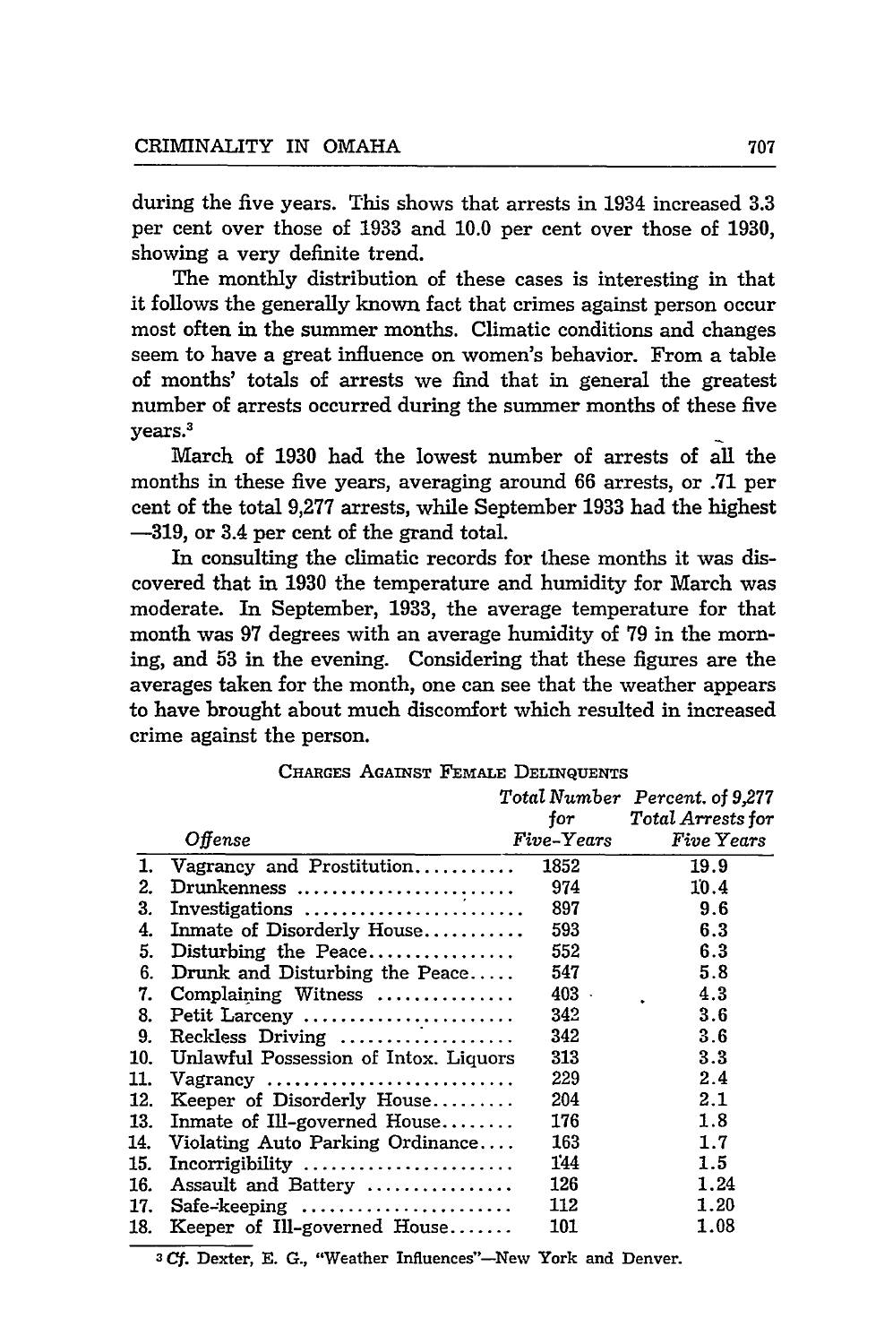during the five years. This shows that arrests in 1934 increased 3.3 per cent over those of 1933 and 10.0 per cent over those of 1930, showing a very definite trend.

The monthly distribution of these cases is interesting in that it follows the generally known fact that crimes against person occur most often in the summer months. Climatic conditions and changes seem to have a great influence on women's behavior. From a table of months' totals of arrests we find that in general the greatest number of arrests occurred during the summer months of these five years.[3]

March of 1930 had the lowest number of arrests of all the months in these five years, averaging around 66 arrests, or .71 per cent of the total 9,277 arrests, while September 1933 had the highest —319, or 3.4 per cent of the grand total.

In consulting the climatic records for these months it was discovered that in 1930 the temperature and humidity for March was moderate. In September, 1933, the average temperature for that month was 97 degrees with an average humidity of 79 in the morning, and 53 in the evening. Considering that these figures are the averages taken for the month, one can see that the weather appears to have brought about much discomfort which resulted in increased crime against the person.

CHARGES AGAINST FEMALE DELINQUENTS

| | *Offense* | *Total Number for Five-Years* | *Percent. of 9,277 Total Arrests for Five Years* |
|---|---|---|---|
| 1. | Vagrancy and Prostitution | 1852 | 19.9 |
| 2. | Drunkenness | 974 | 10.4 |
| 3. | Investigations | 897 | 9.6 |
| 4. | Inmate of Disorderly House | 593 | 6.3 |
| 5. | Disturbing the Peace | 552 | 6.3 |
| 6. | Drunk and Disturbing the Peace | 547 | 5.8 |
| 7. | Complaining Witness | 403 | 4.3 |
| 8. | Petit Larceny | 342 | 3.6 |
| 9. | Reckless Driving | 342 | 3.6 |
| 10. | Unlawful Possession of Intox. Liquors | 313 | 3.3 |
| 11. | Vagrancy | 229 | 2.4 |
| 12. | Keeper of Disorderly House | 204 | 2.1 |
| 13. | Inmate of Ill-governed House | 176 | 1.8 |
| 14. | Violating Auto Parking Ordinance | 163 | 1.7 |
| 15. | Incorrigibility | 144 | 1.5 |
| 16. | Assault and Battery | 126 | 1.24 |
| 17. | Safe-keeping | 112 | 1.20 |
| 18. | Keeper of Ill-governed House | 101 | 1.08 |

[3] *Cf.* Dexter, E. G., "Weather Influences"—New York and Denver.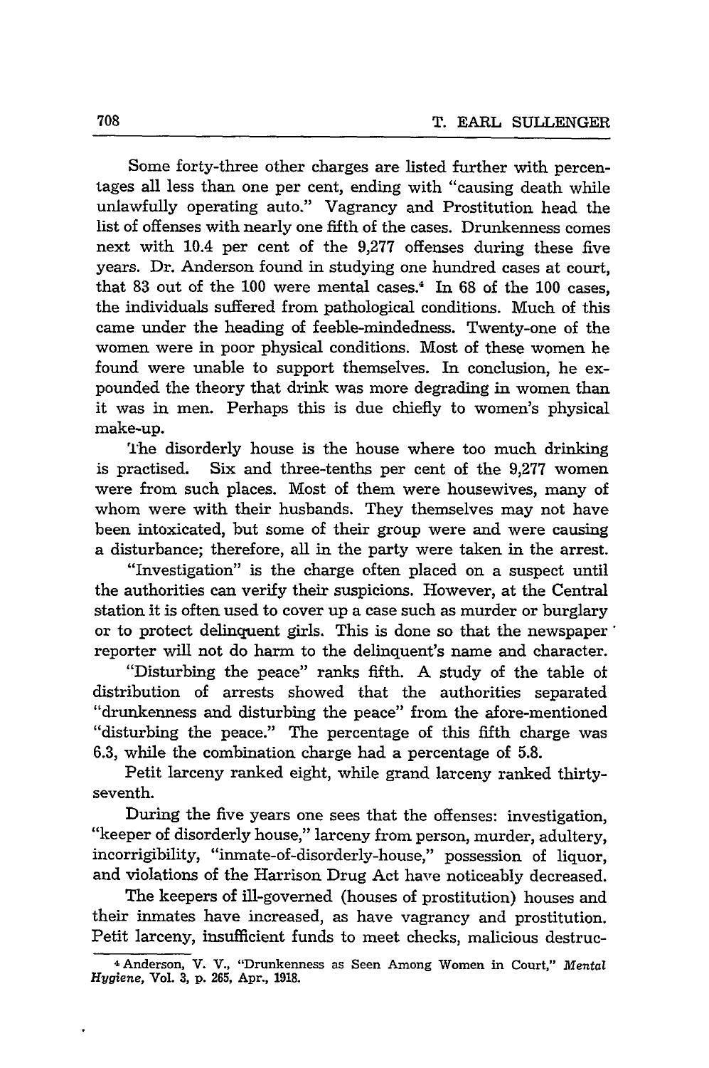Some forty-three other charges are listed further with percentages all less than one per cent, ending with "causing death while unlawfully operating auto." Vagrancy and Prostitution head the list of offenses with nearly one fifth of the cases. Drunkenness comes next with 10.4 per cent of the 9,277 offenses during these five years. Dr. Anderson found in studying one hundred cases at court, that 83 out of the 100 were mental cases.[4] In 68 of the 100 cases, the individuals suffered from pathological conditions. Much of this came under the heading of feeble-mindedness. Twenty-one of the women were in poor physical conditions. Most of these women he found were unable to support themselves. In conclusion, he expounded the theory that drink was more degrading in women than it was in men. Perhaps this is due chiefly to women's physical make-up.

The disorderly house is the house where too much drinking is practised. Six and three-tenths per cent of the 9,277 women were from such places. Most of them were housewives, many of whom were with their husbands. They themselves may not have been intoxicated, but some of their group were and were causing a disturbance; therefore, all in the party were taken in the arrest.

"Investigation" is the charge often placed on a suspect until the authorities can verify their suspicions. However, at the Central station it is often used to cover up a case such as murder or burglary or to protect delinquent girls. This is done so that the newspaper reporter will not do harm to the delinquent's name and character.

"Disturbing the peace" ranks fifth. A study of the table of distribution of arrests showed that the authorities separated "drunkenness and disturbing the peace" from the afore-mentioned "disturbing the peace." The percentage of this fifth charge was 6.3, while the combination charge had a percentage of 5.8.

Petit larceny ranked eight, while grand larceny ranked thirty-seventh.

During the five years one sees that the offenses: investigation, "keeper of disorderly house," larceny from person, murder, adultery, incorrigibility, "inmate-of-disorderly-house," possession of liquor, and violations of the Harrison Drug Act have noticeably decreased.

The keepers of ill-governed (houses of prostitution) houses and their inmates have increased, as have vagrancy and prostitution. Petit larceny, insufficient funds to meet checks, malicious destruc-

[4] Anderson, V. V., "Drunkenness as Seen Among Women in Court," *Mental Hygiene*, Vol. 3, p. 265, Apr., 1918.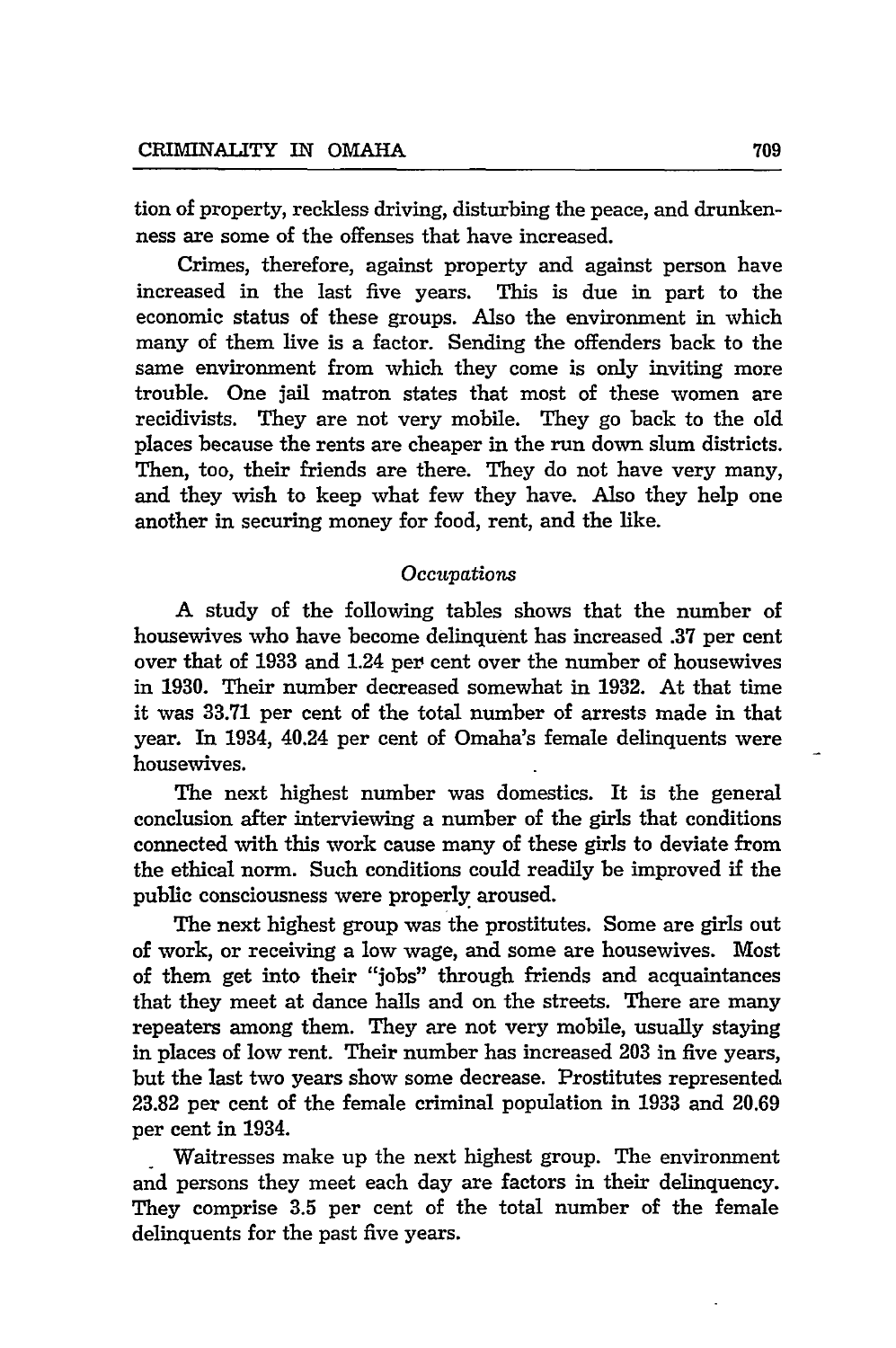tion of property, reckless driving, disturbing the peace, and drunkenness are some of the offenses that have increased.

Crimes, therefore, against property and against person have increased in the last five years. This is due in part to the economic status of these groups. Also the environment in which many of them live is a factor. Sending the offenders back to the same environment from which they come is only inviting more trouble. One jail matron states that most of these women are recidivists. They are not very mobile. They go back to the old places because the rents are cheaper in the run down slum districts. Then, too, their friends are there. They do not have very many, and they wish to keep what few they have. Also they help one another in securing money for food, rent, and the like.

*Occupations*

A study of the following tables shows that the number of housewives who have become delinquent has increased .37 per cent over that of 1933 and 1.24 per cent over the number of housewives in 1930. Their number decreased somewhat in 1932. At that time it was 33.71 per cent of the total number of arrests made in that year. In 1934, 40.24 per cent of Omaha's female delinquents were housewives.

The next highest number was domestics. It is the general conclusion after interviewing a number of the girls that conditions connected with this work cause many of these girls to deviate from the ethical norm. Such conditions could readily be improved if the public consciousness were properly aroused.

The next highest group was the prostitutes. Some are girls out of work, or receiving a low wage, and some are housewives. Most of them get into their "jobs" through friends and acquaintances that they meet at dance halls and on the streets. There are many repeaters among them. They are not very mobile, usually staying in places of low rent. Their number has increased 203 in five years, but the last two years show some decrease. Prostitutes represented 23.82 per cent of the female criminal population in 1933 and 20.69 per cent in 1934.

Waitresses make up the next highest group. The environment and persons they meet each day are factors in their delinquency. They comprise 3.5 per cent of the total number of the female delinquents for the past five years.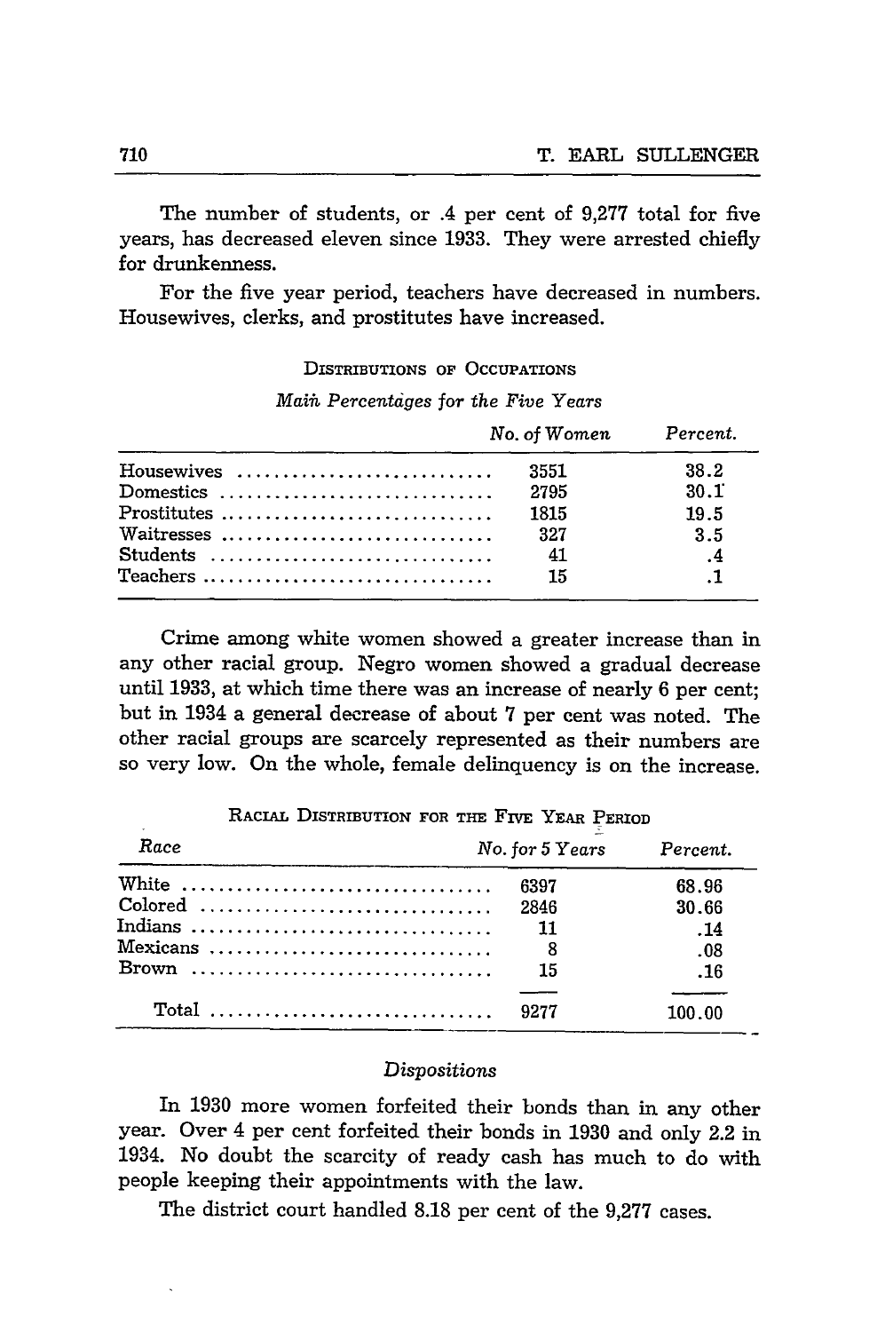The number of students, or .4 per cent of 9,277 total for five years, has decreased eleven since 1933. They were arrested chiefly for drunkenness.

For the five year period, teachers have decreased in numbers. Housewives, clerks, and prostitutes have increased.

DISTRIBUTIONS OF OCCUPATIONS

*Main Percentages for the Five Years*

| | *No. of Women* | *Percent.* |
|---|---|---|
| Housewives | 3551 | 38.2 |
| Domestics | 2795 | 30.1 |
| Prostitutes | 1815 | 19.5 |
| Waitresses | 327 | 3.5 |
| Students | 41 | .4 |
| Teachers | 15 | .1 |

Crime among white women showed a greater increase than in any other racial group. Negro women showed a gradual decrease until 1933, at which time there was an increase of nearly 6 per cent; but in 1934 a general decrease of about 7 per cent was noted. The other racial groups are scarcely represented as their numbers are so very low. On the whole, female delinquency is on the increase.

RACIAL DISTRIBUTION FOR THE FIVE YEAR PERIOD

| *Race* | *No. for 5 Years* | *Percent.* |
|---|---|---|
| White | 6397 | 68.96 |
| Colored | 2846 | 30.66 |
| Indians | 11 | .14 |
| Mexicans | 8 | .08 |
| Brown | 15 | .16 |
| Total | 9277 | 100.00 |

### *Dispositions*

In 1930 more women forfeited their bonds than in any other year. Over 4 per cent forfeited their bonds in 1930 and only 2.2 in 1934. No doubt the scarcity of ready cash has much to do with people keeping their appointments with the law.

The district court handled 8.18 per cent of the 9,277 cases.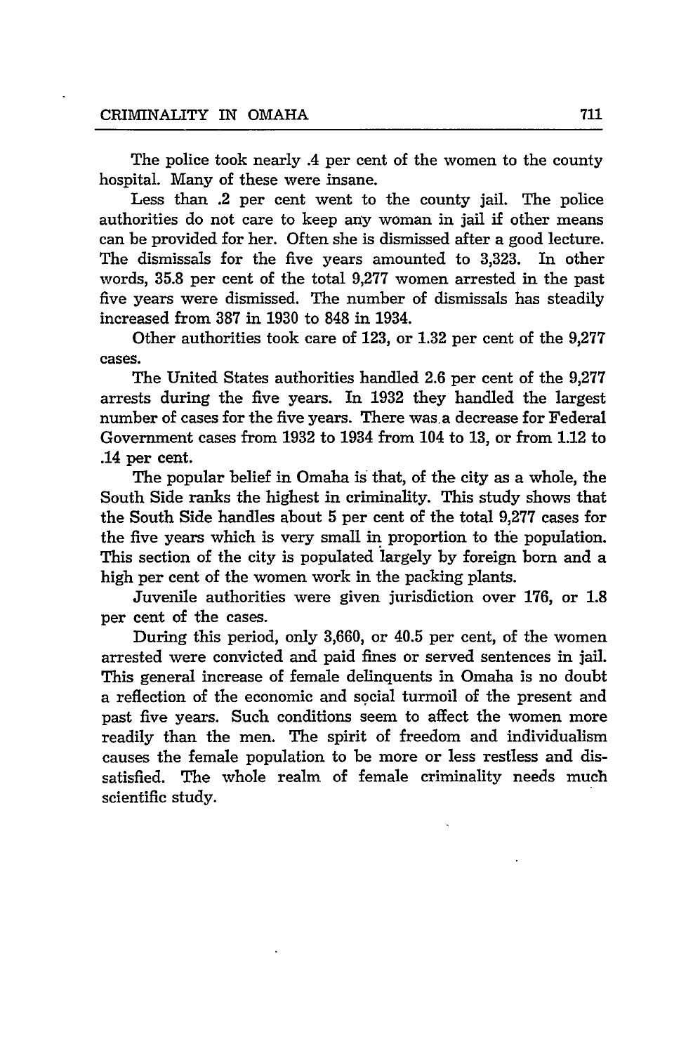The police took nearly .4 per cent of the women to the county hospital. Many of these were insane.

Less than .2 per cent went to the county jail. The police authorities do not care to keep any woman in jail if other means can be provided for her. Often she is dismissed after a good lecture. The dismissals for the five years amounted to 3,323. In other words, 35.8 per cent of the total 9,277 women arrested in the past five years were dismissed. The number of dismissals has steadily increased from 387 in 1930 to 848 in 1934.

Other authorities took care of 123, or 1.32 per cent of the 9,277 cases.

The United States authorities handled 2.6 per cent of the 9,277 arrests during the five years. In 1932 they handled the largest number of cases for the five years. There was a decrease for Federal Government cases from 1932 to 1934 from 104 to 13, or from 1.12 to .14 per cent.

The popular belief in Omaha is that, of the city as a whole, the South Side ranks the highest in criminality. This study shows that the South Side handles about 5 per cent of the total 9,277 cases for the five years which is very small in proportion to the population. This section of the city is populated largely by foreign born and a high per cent of the women work in the packing plants.

Juvenile authorities were given jurisdiction over 176, or 1.8 per cent of the cases.

During this period, only 3,660, or 40.5 per cent, of the women arrested were convicted and paid fines or served sentences in jail. This general increase of female delinquents in Omaha is no doubt a reflection of the economic and social turmoil of the present and past five years. Such conditions seem to affect the women more readily than the men. The spirit of freedom and individualism causes the female population to be more or less restless and dissatisfied. The whole realm of female criminality needs much scientific study.